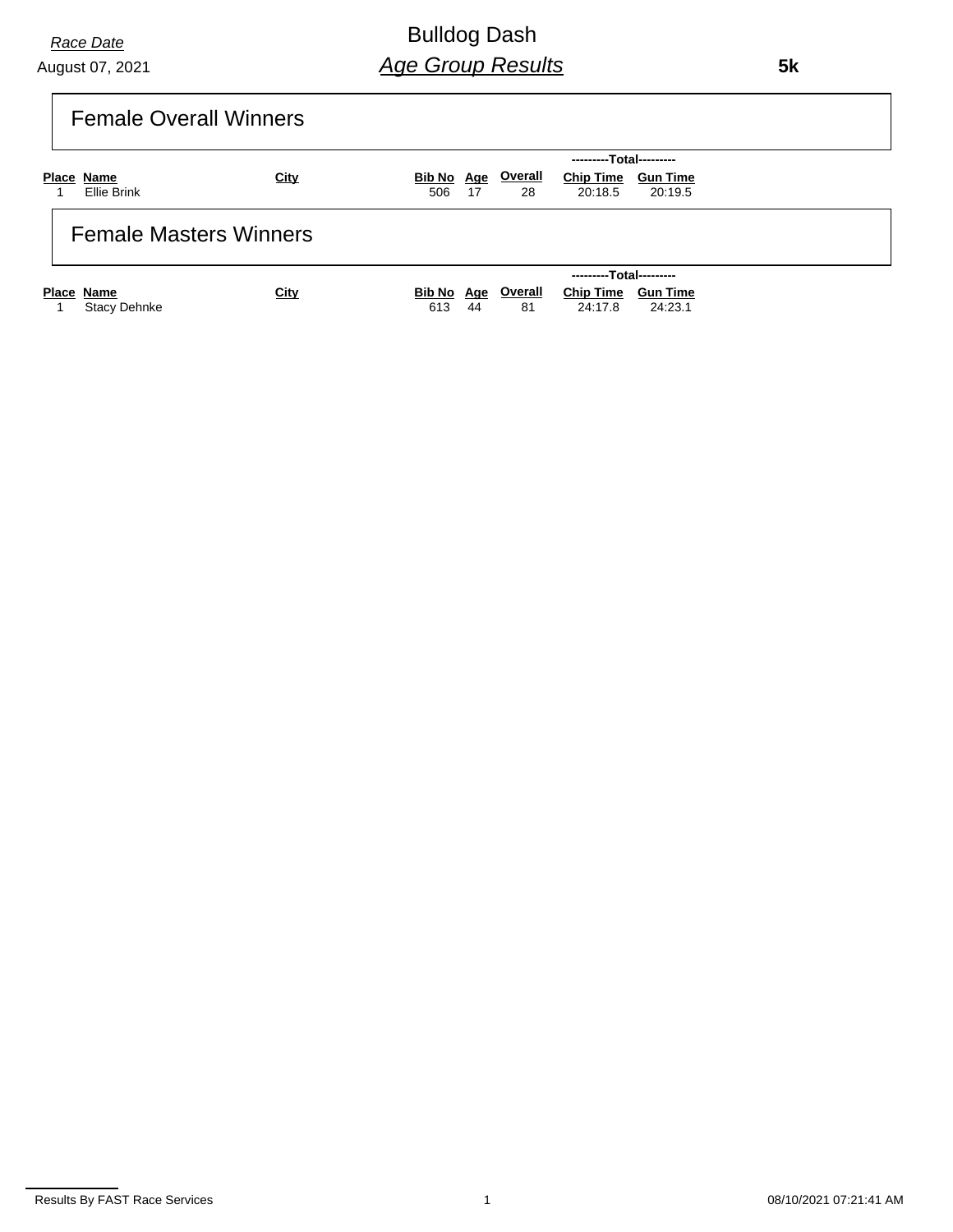*Race Date*
August 07, 2021

# Bulldog Dash

## *Age Group Results*

**5k**

## Female Overall Winners

| Place | Name | City | Bib No | Age | Overall | ---------Total--------- Chip Time | Gun Time |
|---|---|---|---|---|---|---|---|
| 1 | Ellie Brink | | 506 | 17 | 28 | 20:18.5 | 20:19.5 |

## Female Masters Winners

| Place | Name | City | Bib No | Age | Overall | ---------Total--------- Chip Time | Gun Time |
|---|---|---|---|---|---|---|---|
| 1 | Stacy Dehnke | | 613 | 44 | 81 | 24:17.8 | 24:23.1 |

Results By FAST Race Services 08/10/2021 07:21:41 AM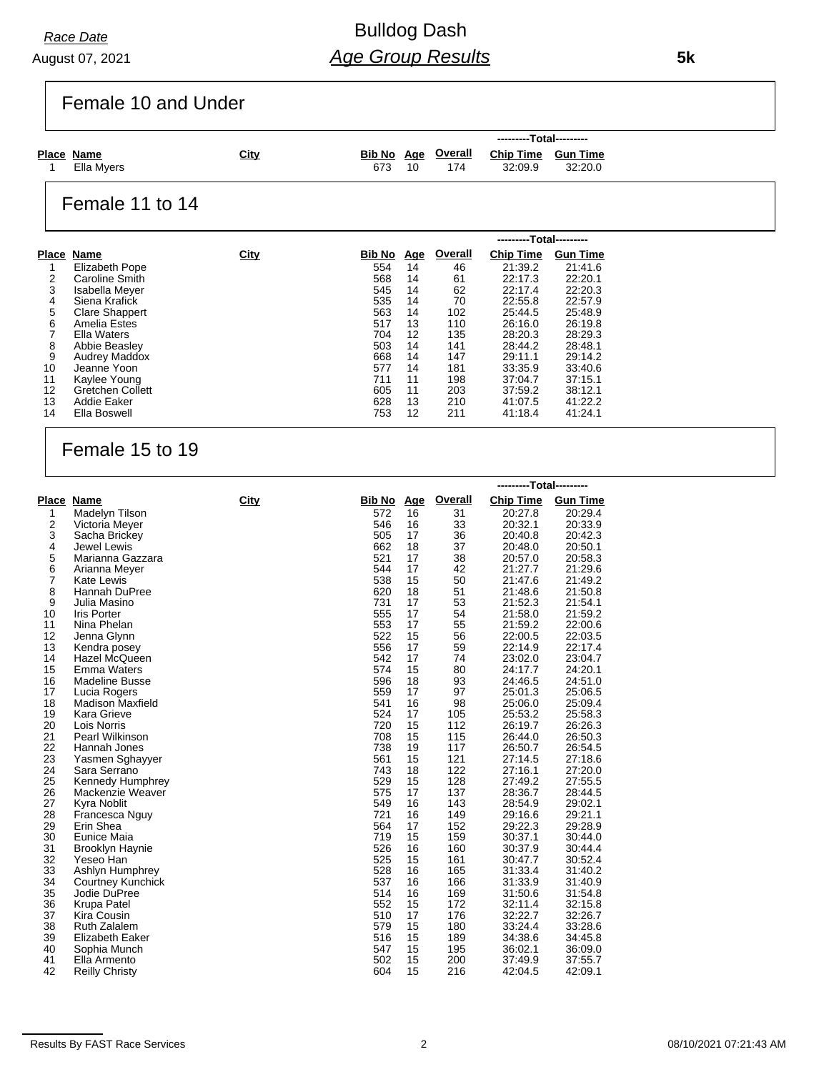*Race Date*

August 07, 2021

# Bulldog Dash

## *Age Group Results*

**5k**

### Female 10 and Under

| Place | Name | City | Bib No | Age | Overall | Chip Time | Gun Time |
|---|---|---|---|---|---|---|---|
| | | | | | | ---------Total--------- | |
| 1 | Ella Myers | | 673 | 10 | 174 | 32:09.9 | 32:20.0 |

### Female 11 to 14

| Place | Name | City | Bib No | Age | Overall | Chip Time | Gun Time |
|---|---|---|---|---|---|---|---|
| | | | | | | ---------Total--------- | |
| 1 | Elizabeth Pope | | 554 | 14 | 46 | 21:39.2 | 21:41.6 |
| 2 | Caroline Smith | | 568 | 14 | 61 | 22:17.3 | 22:20.1 |
| 3 | Isabella Meyer | | 545 | 14 | 62 | 22:17.4 | 22:20.3 |
| 4 | Siena Krafick | | 535 | 14 | 70 | 22:55.8 | 22:57.9 |
| 5 | Clare Shappert | | 563 | 14 | 102 | 25:44.5 | 25:48.9 |
| 6 | Amelia Estes | | 517 | 13 | 110 | 26:16.0 | 26:19.8 |
| 7 | Ella Waters | | 704 | 12 | 135 | 28:20.3 | 28:29.3 |
| 8 | Abbie Beasley | | 503 | 14 | 141 | 28:44.2 | 28:48.1 |
| 9 | Audrey Maddox | | 668 | 14 | 147 | 29:11.1 | 29:14.2 |
| 10 | Jeanne Yoon | | 577 | 14 | 181 | 33:35.9 | 33:40.6 |
| 11 | Kaylee Young | | 711 | 11 | 198 | 37:04.7 | 37:15.1 |
| 12 | Gretchen Collett | | 605 | 11 | 203 | 37:59.2 | 38:12.1 |
| 13 | Addie Eaker | | 628 | 13 | 210 | 41:07.5 | 41:22.2 |
| 14 | Ella Boswell | | 753 | 12 | 211 | 41:18.4 | 41:24.1 |

### Female 15 to 19

| Place | Name | City | Bib No | Age | Overall | Chip Time | Gun Time |
|---|---|---|---|---|---|---|---|
| | | | | | | ---------Total--------- | |
| 1 | Madelyn Tilson | | 572 | 16 | 31 | 20:27.8 | 20:29.4 |
| 2 | Victoria Meyer | | 546 | 16 | 33 | 20:32.1 | 20:33.9 |
| 3 | Sacha Brickey | | 505 | 17 | 36 | 20:40.8 | 20:42.3 |
| 4 | Jewel Lewis | | 662 | 18 | 37 | 20:48.0 | 20:50.1 |
| 5 | Marianna Gazzara | | 521 | 17 | 38 | 20:57.0 | 20:58.3 |
| 6 | Arianna Meyer | | 544 | 17 | 42 | 21:27.7 | 21:29.6 |
| 7 | Kate Lewis | | 538 | 15 | 50 | 21:47.6 | 21:49.2 |
| 8 | Hannah DuPree | | 620 | 18 | 51 | 21:48.6 | 21:50.8 |
| 9 | Julia Masino | | 731 | 17 | 53 | 21:52.3 | 21:54.1 |
| 10 | Iris Porter | | 555 | 17 | 54 | 21:58.0 | 21:59.2 |
| 11 | Nina Phelan | | 553 | 17 | 55 | 21:59.2 | 22:00.6 |
| 12 | Jenna Glynn | | 522 | 15 | 56 | 22:00.5 | 22:03.5 |
| 13 | Kendra posey | | 556 | 17 | 59 | 22:14.9 | 22:17.4 |
| 14 | Hazel McQueen | | 542 | 17 | 74 | 23:02.0 | 23:04.7 |
| 15 | Emma Waters | | 574 | 15 | 80 | 24:17.7 | 24:20.1 |
| 16 | Madeline Busse | | 596 | 18 | 93 | 24:46.5 | 24:51.0 |
| 17 | Lucia Rogers | | 559 | 17 | 97 | 25:01.3 | 25:06.5 |
| 18 | Madison Maxfield | | 541 | 16 | 98 | 25:06.0 | 25:09.4 |
| 19 | Kara Grieve | | 524 | 17 | 105 | 25:53.2 | 25:58.3 |
| 20 | Lois Norris | | 720 | 15 | 112 | 26:19.7 | 26:26.3 |
| 21 | Pearl Wilkinson | | 708 | 15 | 115 | 26:44.0 | 26:50.3 |
| 22 | Hannah Jones | | 738 | 19 | 117 | 26:50.7 | 26:54.5 |
| 23 | Yasmen Sghayyer | | 561 | 15 | 121 | 27:14.5 | 27:18.6 |
| 24 | Sara Serrano | | 743 | 18 | 122 | 27:16.1 | 27:20.0 |
| 25 | Kennedy Humphrey | | 529 | 15 | 128 | 27:49.2 | 27:55.5 |
| 26 | Mackenzie Weaver | | 575 | 17 | 137 | 28:36.7 | 28:44.5 |
| 27 | Kyra Noblit | | 549 | 16 | 143 | 28:54.9 | 29:02.1 |
| 28 | Francesca Nguy | | 721 | 16 | 149 | 29:16.6 | 29:21.1 |
| 29 | Erin Shea | | 564 | 17 | 152 | 29:22.3 | 29:28.9 |
| 30 | Eunice Maia | | 719 | 15 | 159 | 30:37.1 | 30:44.0 |
| 31 | Brooklyn Haynie | | 526 | 16 | 160 | 30:37.9 | 30:44.4 |
| 32 | Yeseo Han | | 525 | 15 | 161 | 30:47.7 | 30:52.4 |
| 33 | Ashlyn Humphrey | | 528 | 16 | 165 | 31:33.4 | 31:40.2 |
| 34 | Courtney Kunchick | | 537 | 16 | 166 | 31:33.9 | 31:40.9 |
| 35 | Jodie DuPree | | 514 | 16 | 169 | 31:50.6 | 31:54.8 |
| 36 | Krupa Patel | | 552 | 15 | 172 | 32:11.4 | 32:15.8 |
| 37 | Kira Cousin | | 510 | 17 | 176 | 32:22.7 | 32:26.7 |
| 38 | Ruth Zalalem | | 579 | 15 | 180 | 33:24.4 | 33:28.6 |
| 39 | Elizabeth Eaker | | 516 | 15 | 189 | 34:38.6 | 34:45.8 |
| 40 | Sophia Munch | | 547 | 15 | 195 | 36:02.1 | 36:09.0 |
| 41 | Ella Armento | | 502 | 15 | 200 | 37:49.9 | 37:55.7 |
| 42 | Reilly Christy | | 604 | 15 | 216 | 42:04.5 | 42:09.1 |

Results By FAST Race Services

08/10/2021 07:21:43 AM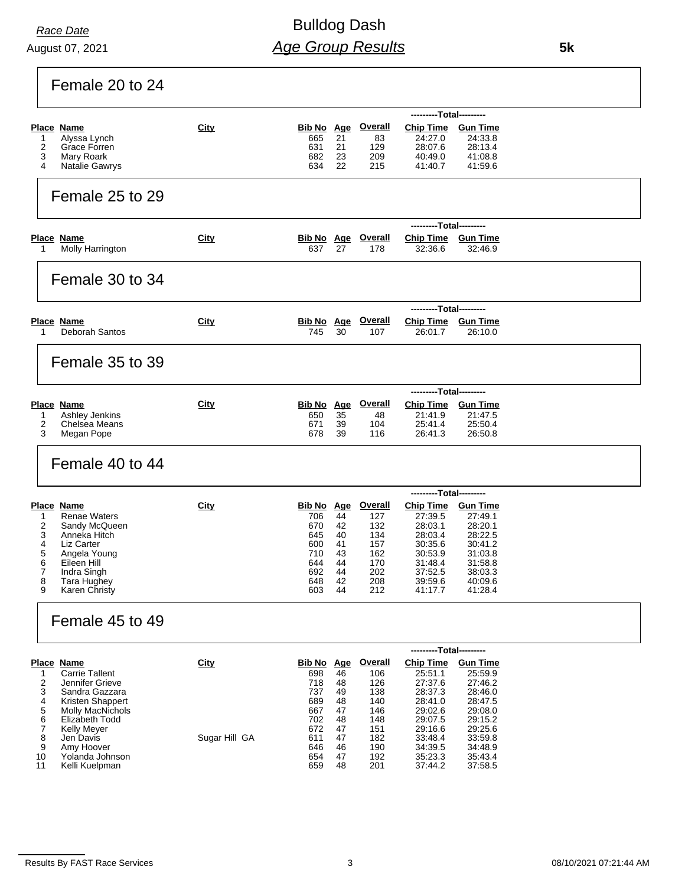*Race Date*

August 07, 2021

# Bulldog Dash

## *Age Group Results*

**5k**

### Female 20 to 24

| Place | Name | City | Bib No | Age | Overall | Chip Time | Gun Time |
|---|---|---|---|---|---|---|---|
| 1 | Alyssa Lynch | | 665 | 21 | 83 | 24:27.0 | 24:33.8 |
| 2 | Grace Forren | | 631 | 21 | 129 | 28:07.6 | 28:13.4 |
| 3 | Mary Roark | | 682 | 23 | 209 | 40:49.0 | 41:08.8 |
| 4 | Natalie Gawrys | | 634 | 22 | 215 | 41:40.7 | 41:59.6 |

### Female 25 to 29

| Place | Name | City | Bib No | Age | Overall | Chip Time | Gun Time |
|---|---|---|---|---|---|---|---|
| 1 | Molly Harrington | | 637 | 27 | 178 | 32:36.6 | 32:46.9 |

### Female 30 to 34

| Place | Name | City | Bib No | Age | Overall | Chip Time | Gun Time |
|---|---|---|---|---|---|---|---|
| 1 | Deborah Santos | | 745 | 30 | 107 | 26:01.7 | 26:10.0 |

### Female 35 to 39

| Place | Name | City | Bib No | Age | Overall | Chip Time | Gun Time |
|---|---|---|---|---|---|---|---|
| 1 | Ashley Jenkins | | 650 | 35 | 48 | 21:41.9 | 21:47.5 |
| 2 | Chelsea Means | | 671 | 39 | 104 | 25:41.4 | 25:50.4 |
| 3 | Megan Pope | | 678 | 39 | 116 | 26:41.3 | 26:50.8 |

### Female 40 to 44

| Place | Name | City | Bib No | Age | Overall | Chip Time | Gun Time |
|---|---|---|---|---|---|---|---|
| 1 | Renae Waters | | 706 | 44 | 127 | 27:39.5 | 27:49.1 |
| 2 | Sandy McQueen | | 670 | 42 | 132 | 28:03.1 | 28:20.1 |
| 3 | Anneka Hitch | | 645 | 40 | 134 | 28:03.4 | 28:22.5 |
| 4 | Liz Carter | | 600 | 41 | 157 | 30:35.6 | 30:41.2 |
| 5 | Angela Young | | 710 | 43 | 162 | 30:53.9 | 31:03.8 |
| 6 | Eileen Hill | | 644 | 44 | 170 | 31:48.4 | 31:58.8 |
| 7 | Indra Singh | | 692 | 44 | 202 | 37:52.5 | 38:03.3 |
| 8 | Tara Hughey | | 648 | 42 | 208 | 39:59.6 | 40:09.6 |
| 9 | Karen Christy | | 603 | 44 | 212 | 41:17.7 | 41:28.4 |

### Female 45 to 49

| Place | Name | City | Bib No | Age | Overall | Chip Time | Gun Time |
|---|---|---|---|---|---|---|---|
| 1 | Carrie Tallent | | 698 | 46 | 106 | 25:51.1 | 25:59.9 |
| 2 | Jennifer Grieve | | 718 | 48 | 126 | 27:37.6 | 27:46.2 |
| 3 | Sandra Gazzara | | 737 | 49 | 138 | 28:37.3 | 28:46.0 |
| 4 | Kristen Shappert | | 689 | 48 | 140 | 28:41.0 | 28:47.5 |
| 5 | Molly MacNichols | | 667 | 47 | 146 | 29:02.6 | 29:08.0 |
| 6 | Elizabeth Todd | | 702 | 48 | 148 | 29:07.5 | 29:15.2 |
| 7 | Kelly Meyer | | 672 | 47 | 151 | 29:16.6 | 29:25.6 |
| 8 | Jen Davis | Sugar Hill GA | 611 | 47 | 182 | 33:48.4 | 33:59.8 |
| 9 | Amy Hoover | | 646 | 46 | 190 | 34:39.5 | 34:48.9 |
| 10 | Yolanda Johnson | | 654 | 47 | 192 | 35:23.3 | 35:43.4 |
| 11 | Kelli Kuelpman | | 659 | 48 | 201 | 37:44.2 | 37:58.5 |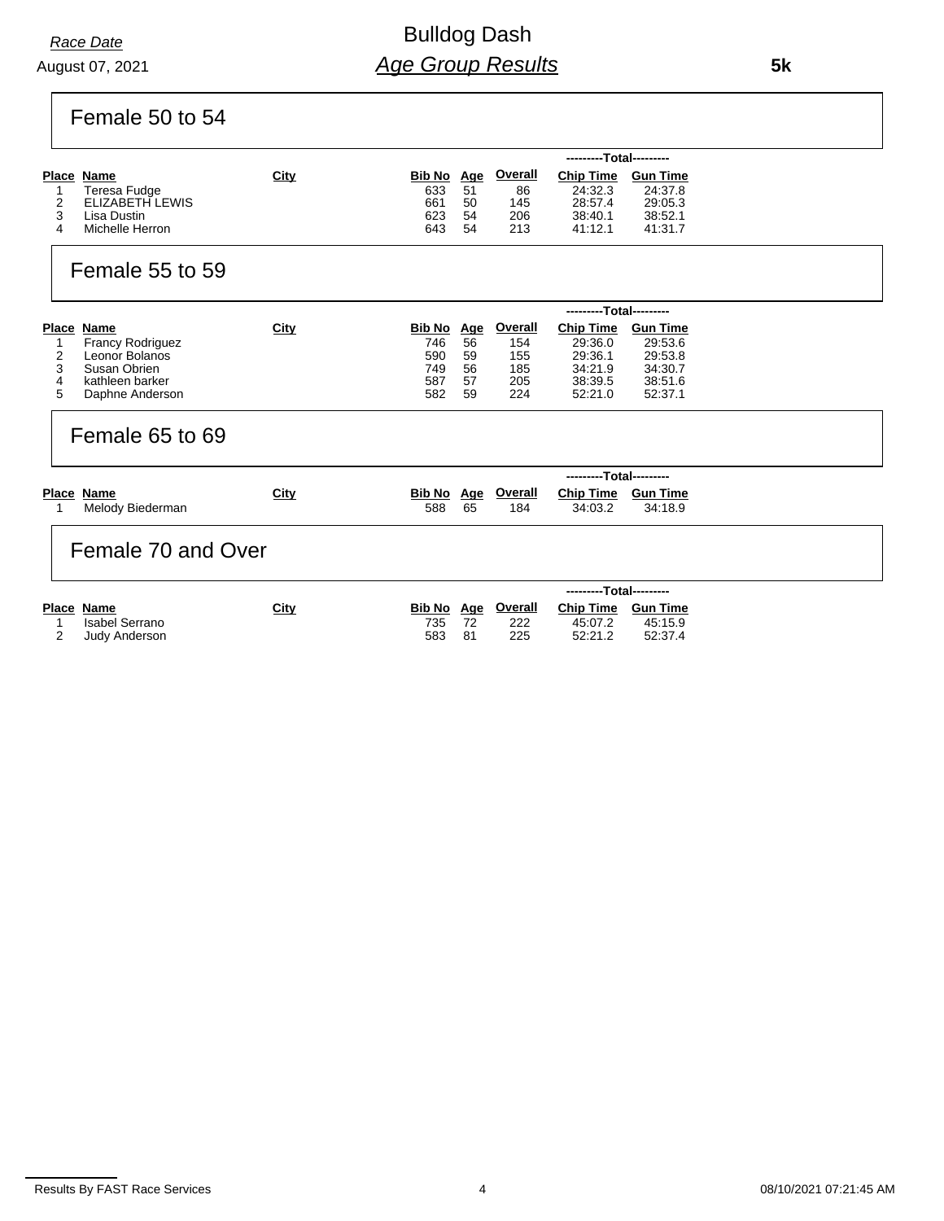# Bulldog Dash

## *Age Group Results*

*Race Date*
August 07, 2021

**5k**

### Female 50 to 54

| Place | Name | City | Bib No | Age | Overall | Total Chip Time | Total Gun Time |
|---|---|---|---|---|---|---|---|
| 1 | Teresa Fudge | | 633 | 51 | 86 | 24:32.3 | 24:37.8 |
| 2 | ELIZABETH LEWIS | | 661 | 50 | 145 | 28:57.4 | 29:05.3 |
| 3 | Lisa Dustin | | 623 | 54 | 206 | 38:40.1 | 38:52.1 |
| 4 | Michelle Herron | | 643 | 54 | 213 | 41:12.1 | 41:31.7 |

### Female 55 to 59

| Place | Name | City | Bib No | Age | Overall | Total Chip Time | Total Gun Time |
|---|---|---|---|---|---|---|---|
| 1 | Francy Rodriguez | | 746 | 56 | 154 | 29:36.0 | 29:53.6 |
| 2 | Leonor Bolanos | | 590 | 59 | 155 | 29:36.1 | 29:53.8 |
| 3 | Susan Obrien | | 749 | 56 | 185 | 34:21.9 | 34:30.7 |
| 4 | kathleen barker | | 587 | 57 | 205 | 38:39.5 | 38:51.6 |
| 5 | Daphne Anderson | | 582 | 59 | 224 | 52:21.0 | 52:37.1 |

### Female 65 to 69

| Place | Name | City | Bib No | Age | Overall | Total Chip Time | Total Gun Time |
|---|---|---|---|---|---|---|---|
| 1 | Melody Biederman | | 588 | 65 | 184 | 34:03.2 | 34:18.9 |

### Female 70 and Over

| Place | Name | City | Bib No | Age | Overall | Total Chip Time | Total Gun Time |
|---|---|---|---|---|---|---|---|
| 1 | Isabel Serrano | | 735 | 72 | 222 | 45:07.2 | 45:15.9 |
| 2 | Judy Anderson | | 583 | 81 | 225 | 52:21.2 | 52:37.4 |

Results By FAST Race Services — 08/10/2021 07:21:45 AM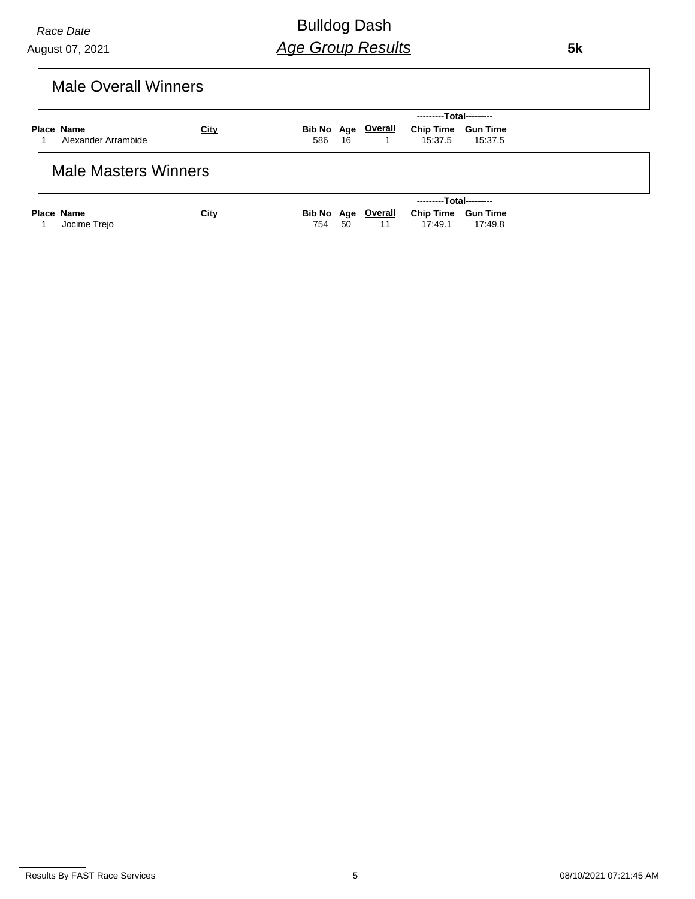*Race Date*

August 07, 2021

# Bulldog Dash

## *Age Group Results*

**5k**

## Male Overall Winners

| Place | Name | City | Bib No | Age | Overall | ---------Total--------- Chip Time | Gun Time |
|---|---|---|---|---|---|---|---|
| 1 | Alexander Arrambide | | 586 | 16 | 1 | 15:37.5 | 15:37.5 |

## Male Masters Winners

| Place | Name | City | Bib No | Age | Overall | ---------Total--------- Chip Time | Gun Time |
|---|---|---|---|---|---|---|---|
| 1 | Jocime Trejo | | 754 | 50 | 11 | 17:49.1 | 17:49.8 |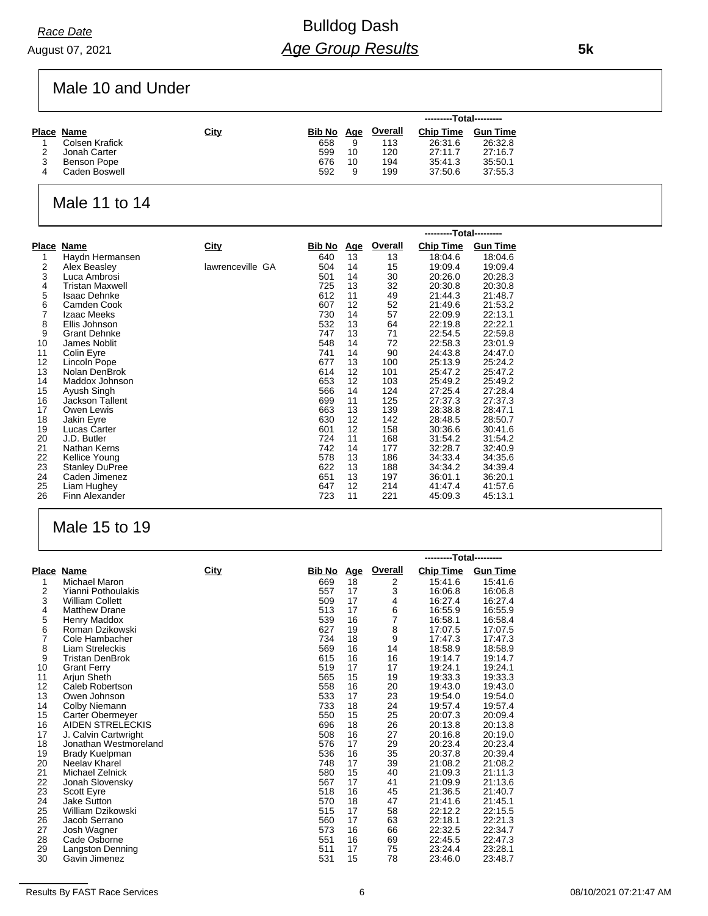*Race Date*

August 07, 2021

# Bulldog Dash
## *Age Group Results*

**5k**

### Male 10 and Under

| Place | Name | City | Bib No | Age | Overall | Chip Time | Gun Time |
|---|---|---|---|---|---|---|---|
| | | | | | | ---------Total--------- | |
| 1 | Colsen Krafick | | 658 | 9 | 113 | 26:31.6 | 26:32.8 |
| 2 | Jonah Carter | | 599 | 10 | 120 | 27:11.7 | 27:16.7 |
| 3 | Benson Pope | | 676 | 10 | 194 | 35:41.3 | 35:50.1 |
| 4 | Caden Boswell | | 592 | 9 | 199 | 37:50.6 | 37:55.3 |

### Male 11 to 14

| Place | Name | City | Bib No | Age | Overall | Chip Time | Gun Time |
|---|---|---|---|---|---|---|---|
| | | | | | | ---------Total--------- | |
| 1 | Haydn Hermansen | | 640 | 13 | 13 | 18:04.6 | 18:04.6 |
| 2 | Alex Beasley | lawrenceville GA | 504 | 14 | 15 | 19:09.4 | 19:09.4 |
| 3 | Luca Ambrosi | | 501 | 14 | 30 | 20:26.0 | 20:28.3 |
| 4 | Tristan Maxwell | | 725 | 13 | 32 | 20:30.8 | 20:30.8 |
| 5 | Isaac Dehnke | | 612 | 11 | 49 | 21:44.3 | 21:48.7 |
| 6 | Camden Cook | | 607 | 12 | 52 | 21:49.6 | 21:53.2 |
| 7 | Izaac Meeks | | 730 | 14 | 57 | 22:09.9 | 22:13.1 |
| 8 | Ellis Johnson | | 532 | 13 | 64 | 22:19.8 | 22:22.1 |
| 9 | Grant Dehnke | | 747 | 13 | 71 | 22:54.5 | 22:59.8 |
| 10 | James Noblit | | 548 | 14 | 72 | 22:58.3 | 23:01.9 |
| 11 | Colin Eyre | | 741 | 14 | 90 | 24:43.8 | 24:47.0 |
| 12 | Lincoln Pope | | 677 | 13 | 100 | 25:13.9 | 25:24.2 |
| 13 | Nolan DenBrok | | 614 | 12 | 101 | 25:47.2 | 25:47.2 |
| 14 | Maddox Johnson | | 653 | 12 | 103 | 25:49.2 | 25:49.2 |
| 15 | Ayush Singh | | 566 | 14 | 124 | 27:25.4 | 27:28.4 |
| 16 | Jackson Tallent | | 699 | 11 | 125 | 27:37.3 | 27:37.3 |
| 17 | Owen Lewis | | 663 | 13 | 139 | 28:38.8 | 28:47.1 |
| 18 | Jakin Eyre | | 630 | 12 | 142 | 28:48.5 | 28:50.7 |
| 19 | Lucas Carter | | 601 | 12 | 158 | 30:36.6 | 30:41.6 |
| 20 | J.D. Butler | | 724 | 11 | 168 | 31:54.2 | 31:54.2 |
| 21 | Nathan Kerns | | 742 | 14 | 177 | 32:28.7 | 32:40.9 |
| 22 | Kellice Young | | 578 | 13 | 186 | 34:33.4 | 34:35.6 |
| 23 | Stanley DuPree | | 622 | 13 | 188 | 34:34.2 | 34:39.4 |
| 24 | Caden Jimenez | | 651 | 13 | 197 | 36:01.1 | 36:20.1 |
| 25 | Liam Hughey | | 647 | 12 | 214 | 41:47.4 | 41:57.6 |
| 26 | Finn Alexander | | 723 | 11 | 221 | 45:09.3 | 45:13.1 |

### Male 15 to 19

| Place | Name | City | Bib No | Age | Overall | Chip Time | Gun Time |
|---|---|---|---|---|---|---|---|
| | | | | | | ---------Total--------- | |
| 1 | Michael Maron | | 669 | 18 | 2 | 15:41.6 | 15:41.6 |
| 2 | Yianni Pothoulakis | | 557 | 17 | 3 | 16:06.8 | 16:06.8 |
| 3 | William Collett | | 509 | 17 | 4 | 16:27.4 | 16:27.4 |
| 4 | Matthew Drane | | 513 | 17 | 6 | 16:55.9 | 16:55.9 |
| 5 | Henry Maddox | | 539 | 16 | 7 | 16:58.1 | 16:58.4 |
| 6 | Roman Dzikowski | | 627 | 19 | 8 | 17:07.5 | 17:07.5 |
| 7 | Cole Hambacher | | 734 | 18 | 9 | 17:47.3 | 17:47.3 |
| 8 | Liam Streleckis | | 569 | 16 | 14 | 18:58.9 | 18:58.9 |
| 9 | Tristan DenBrok | | 615 | 16 | 16 | 19:14.7 | 19:14.7 |
| 10 | Grant Ferry | | 519 | 17 | 17 | 19:24.1 | 19:24.1 |
| 11 | Arjun Sheth | | 565 | 15 | 19 | 19:33.3 | 19:33.3 |
| 12 | Caleb Robertson | | 558 | 16 | 20 | 19:43.0 | 19:43.0 |
| 13 | Owen Johnson | | 533 | 17 | 23 | 19:54.0 | 19:54.0 |
| 14 | Colby Niemann | | 733 | 18 | 24 | 19:57.4 | 19:57.4 |
| 15 | Carter Obermeyer | | 550 | 15 | 25 | 20:07.3 | 20:09.4 |
| 16 | AIDEN STRELECKIS | | 696 | 18 | 26 | 20:13.8 | 20:13.8 |
| 17 | J. Calvin Cartwright | | 508 | 16 | 27 | 20:16.8 | 20:19.0 |
| 18 | Jonathan Westmoreland | | 576 | 17 | 29 | 20:23.4 | 20:23.4 |
| 19 | Brady Kuelpman | | 536 | 16 | 35 | 20:37.8 | 20:39.4 |
| 20 | Neelav Kharel | | 748 | 17 | 39 | 21:08.2 | 21:08.2 |
| 21 | Michael Zelnick | | 580 | 15 | 40 | 21:09.3 | 21:11.3 |
| 22 | Jonah Slovensky | | 567 | 17 | 41 | 21:09.9 | 21:13.6 |
| 23 | Scott Eyre | | 518 | 16 | 45 | 21:36.5 | 21:40.7 |
| 24 | Jake Sutton | | 570 | 18 | 47 | 21:41.6 | 21:45.1 |
| 25 | William Dzikowski | | 515 | 17 | 58 | 22:12.2 | 22:15.5 |
| 26 | Jacob Serrano | | 560 | 17 | 63 | 22:18.1 | 22:21.3 |
| 27 | Josh Wagner | | 573 | 16 | 66 | 22:32.5 | 22:34.7 |
| 28 | Cade Osborne | | 551 | 16 | 69 | 22:45.5 | 22:47.3 |
| 29 | Langston Denning | | 511 | 17 | 75 | 23:24.4 | 23:28.1 |
| 30 | Gavin Jimenez | | 531 | 15 | 78 | 23:46.0 | 23:48.7 |

Results By FAST Race Services

08/10/2021 07:21:47 AM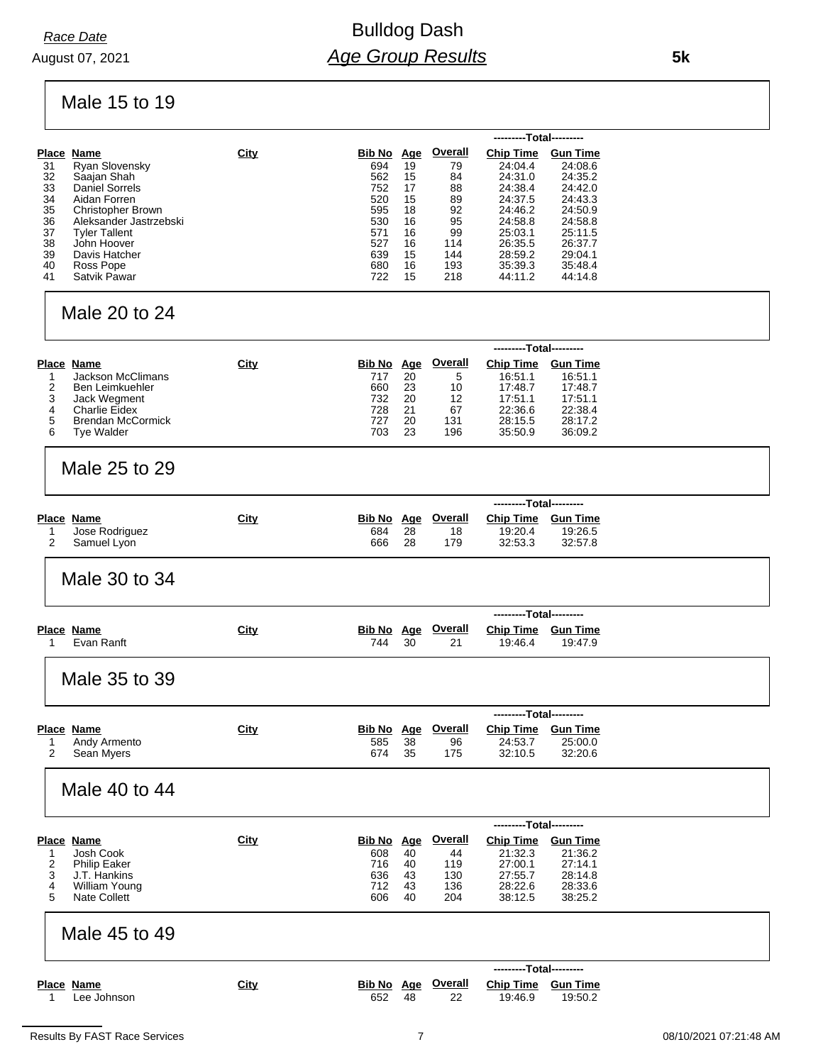*Race Date*

August 07, 2021

# Bulldog Dash

## *Age Group Results*

**5k**

### Male 15 to 19

| Place | Name | City | Bib No | Age | Overall | Chip Time | Gun Time |
|---|---|---|---|---|---|---|---|
| | | | | | | ---------Total--------- | |
| 31 | Ryan Slovensky | | 694 | 19 | 79 | 24:04.4 | 24:08.6 |
| 32 | Saajan Shah | | 562 | 15 | 84 | 24:31.0 | 24:35.2 |
| 33 | Daniel Sorrels | | 752 | 17 | 88 | 24:38.4 | 24:42.0 |
| 34 | Aidan Forren | | 520 | 15 | 89 | 24:37.5 | 24:43.3 |
| 35 | Christopher Brown | | 595 | 18 | 92 | 24:46.2 | 24:50.9 |
| 36 | Aleksander Jastrzebski | | 530 | 16 | 95 | 24:58.8 | 24:58.8 |
| 37 | Tyler Tallent | | 571 | 16 | 99 | 25:03.1 | 25:11.5 |
| 38 | John Hoover | | 527 | 16 | 114 | 26:35.5 | 26:37.7 |
| 39 | Davis Hatcher | | 639 | 15 | 144 | 28:59.2 | 29:04.1 |
| 40 | Ross Pope | | 680 | 16 | 193 | 35:39.3 | 35:48.4 |
| 41 | Satvik Pawar | | 722 | 15 | 218 | 44:11.2 | 44:14.8 |

### Male 20 to 24

| Place | Name | City | Bib No | Age | Overall | Chip Time | Gun Time |
|---|---|---|---|---|---|---|---|
| | | | | | | ---------Total--------- | |
| 1 | Jackson McClimans | | 717 | 20 | 5 | 16:51.1 | 16:51.1 |
| 2 | Ben Leimkuehler | | 660 | 23 | 10 | 17:48.7 | 17:48.7 |
| 3 | Jack Wegment | | 732 | 20 | 12 | 17:51.1 | 17:51.1 |
| 4 | Charlie Eidex | | 728 | 21 | 67 | 22:36.6 | 22:38.4 |
| 5 | Brendan McCormick | | 727 | 20 | 131 | 28:15.5 | 28:17.2 |
| 6 | Tye Walder | | 703 | 23 | 196 | 35:50.9 | 36:09.2 |

### Male 25 to 29

| Place | Name | City | Bib No | Age | Overall | Chip Time | Gun Time |
|---|---|---|---|---|---|---|---|
| | | | | | | ---------Total--------- | |
| 1 | Jose Rodriguez | | 684 | 28 | 18 | 19:20.4 | 19:26.5 |
| 2 | Samuel Lyon | | 666 | 28 | 179 | 32:53.3 | 32:57.8 |

### Male 30 to 34

| Place | Name | City | Bib No | Age | Overall | Chip Time | Gun Time |
|---|---|---|---|---|---|---|---|
| | | | | | | ---------Total--------- | |
| 1 | Evan Ranft | | 744 | 30 | 21 | 19:46.4 | 19:47.9 |

### Male 35 to 39

| Place | Name | City | Bib No | Age | Overall | Chip Time | Gun Time |
|---|---|---|---|---|---|---|---|
| | | | | | | ---------Total--------- | |
| 1 | Andy Armento | | 585 | 38 | 96 | 24:53.7 | 25:00.0 |
| 2 | Sean Myers | | 674 | 35 | 175 | 32:10.5 | 32:20.6 |

### Male 40 to 44

| Place | Name | City | Bib No | Age | Overall | Chip Time | Gun Time |
|---|---|---|---|---|---|---|---|
| | | | | | | ---------Total--------- | |
| 1 | Josh Cook | | 608 | 40 | 44 | 21:32.3 | 21:36.2 |
| 2 | Philip Eaker | | 716 | 40 | 119 | 27:00.1 | 27:14.1 |
| 3 | J.T. Hankins | | 636 | 43 | 130 | 27:55.7 | 28:14.8 |
| 4 | William Young | | 712 | 43 | 136 | 28:22.6 | 28:33.6 |
| 5 | Nate Collett | | 606 | 40 | 204 | 38:12.5 | 38:25.2 |

### Male 45 to 49

| Place | Name | City | Bib No | Age | Overall | Chip Time | Gun Time |
|---|---|---|---|---|---|---|---|
| | | | | | | ---------Total--------- | |
| 1 | Lee Johnson | | 652 | 48 | 22 | 19:46.9 | 19:50.2 |

Results By FAST Race Services 08/10/2021 07:21:48 AM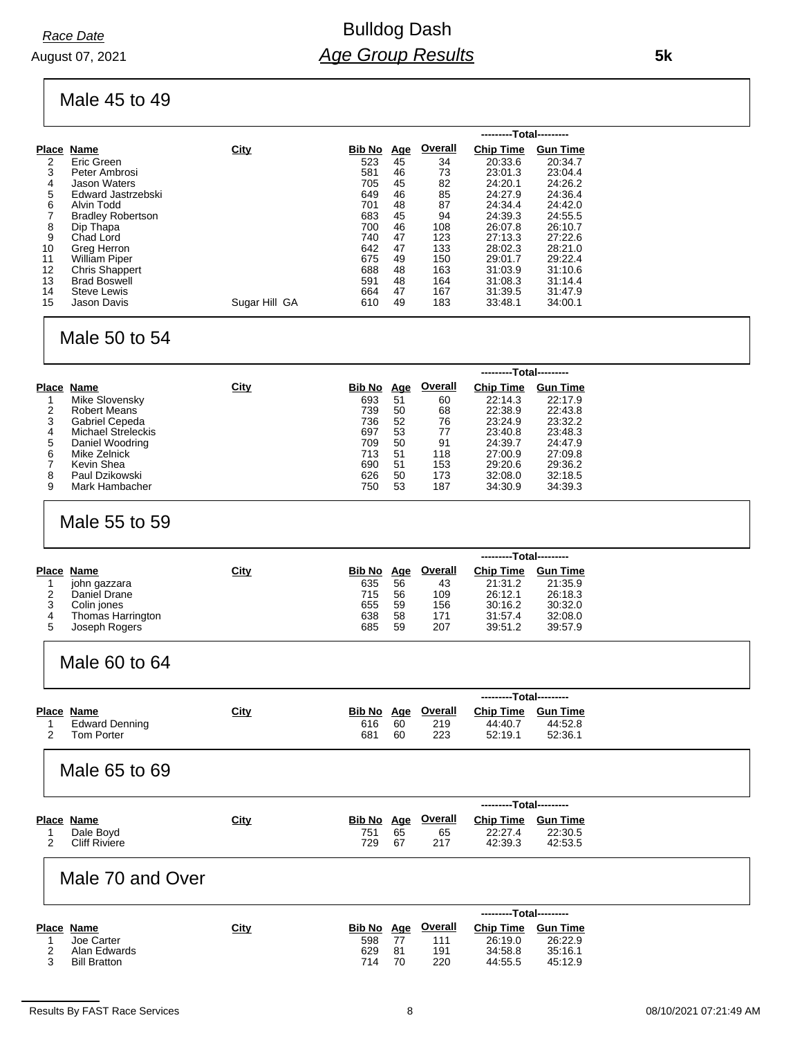*Race Date*

August 07, 2021

# Bulldog Dash

## *Age Group Results*

**5k**

### Male 45 to 49

| | | | | | | ---------Total--------- | |
|---|---|---|---|---|---|---|---|
| **Place** | **Name** | **City** | **Bib No** | **Age** | **Overall** | **Chip Time** | **Gun Time** |
| 2 | Eric Green | | 523 | 45 | 34 | 20:33.6 | 20:34.7 |
| 3 | Peter Ambrosi | | 581 | 46 | 73 | 23:01.3 | 23:04.4 |
| 4 | Jason Waters | | 705 | 45 | 82 | 24:20.1 | 24:26.2 |
| 5 | Edward Jastrzebski | | 649 | 46 | 85 | 24:27.9 | 24:36.4 |
| 6 | Alvin Todd | | 701 | 48 | 87 | 24:34.4 | 24:42.0 |
| 7 | Bradley Robertson | | 683 | 45 | 94 | 24:39.3 | 24:55.5 |
| 8 | Dip Thapa | | 700 | 46 | 108 | 26:07.8 | 26:10.7 |
| 9 | Chad Lord | | 740 | 47 | 123 | 27:13.3 | 27:22.6 |
| 10 | Greg Herron | | 642 | 47 | 133 | 28:02.3 | 28:21.0 |
| 11 | William Piper | | 675 | 49 | 150 | 29:01.7 | 29:22.4 |
| 12 | Chris Shappert | | 688 | 48 | 163 | 31:03.9 | 31:10.6 |
| 13 | Brad Boswell | | 591 | 48 | 164 | 31:08.3 | 31:14.4 |
| 14 | Steve Lewis | | 664 | 47 | 167 | 31:39.5 | 31:47.9 |
| 15 | Jason Davis | Sugar Hill GA | 610 | 49 | 183 | 33:48.1 | 34:00.1 |

### Male 50 to 54

| | | | | | | ---------Total--------- | |
|---|---|---|---|---|---|---|---|
| **Place** | **Name** | **City** | **Bib No** | **Age** | **Overall** | **Chip Time** | **Gun Time** |
| 1 | Mike Slovensky | | 693 | 51 | 60 | 22:14.3 | 22:17.9 |
| 2 | Robert Means | | 739 | 50 | 68 | 22:38.9 | 22:43.8 |
| 3 | Gabriel Cepeda | | 736 | 52 | 76 | 23:24.9 | 23:32.2 |
| 4 | Michael Streleckis | | 697 | 53 | 77 | 23:40.8 | 23:48.3 |
| 5 | Daniel Woodring | | 709 | 50 | 91 | 24:39.7 | 24:47.9 |
| 6 | Mike Zelnick | | 713 | 51 | 118 | 27:00.9 | 27:09.8 |
| 7 | Kevin Shea | | 690 | 51 | 153 | 29:20.6 | 29:36.2 |
| 8 | Paul Dzikowski | | 626 | 50 | 173 | 32:08.0 | 32:18.5 |
| 9 | Mark Hambacher | | 750 | 53 | 187 | 34:30.9 | 34:39.3 |

### Male 55 to 59

| | | | | | | ---------Total--------- | |
|---|---|---|---|---|---|---|---|
| **Place** | **Name** | **City** | **Bib No** | **Age** | **Overall** | **Chip Time** | **Gun Time** |
| 1 | john gazzara | | 635 | 56 | 43 | 21:31.2 | 21:35.9 |
| 2 | Daniel Drane | | 715 | 56 | 109 | 26:12.1 | 26:18.3 |
| 3 | Colin jones | | 655 | 59 | 156 | 30:16.2 | 30:32.0 |
| 4 | Thomas Harrington | | 638 | 58 | 171 | 31:57.4 | 32:08.0 |
| 5 | Joseph Rogers | | 685 | 59 | 207 | 39:51.2 | 39:57.9 |

### Male 60 to 64

| | | | | | | ---------Total--------- | |
|---|---|---|---|---|---|---|---|
| **Place** | **Name** | **City** | **Bib No** | **Age** | **Overall** | **Chip Time** | **Gun Time** |
| 1 | Edward Denning | | 616 | 60 | 219 | 44:40.7 | 44:52.8 |
| 2 | Tom Porter | | 681 | 60 | 223 | 52:19.1 | 52:36.1 |

### Male 65 to 69

| | | | | | | ---------Total--------- | |
|---|---|---|---|---|---|---|---|
| **Place** | **Name** | **City** | **Bib No** | **Age** | **Overall** | **Chip Time** | **Gun Time** |
| 1 | Dale Boyd | | 751 | 65 | 65 | 22:27.4 | 22:30.5 |
| 2 | Cliff Riviere | | 729 | 67 | 217 | 42:39.3 | 42:53.5 |

### Male 70 and Over

| | | | | | | ---------Total--------- | |
|---|---|---|---|---|---|---|---|
| **Place** | **Name** | **City** | **Bib No** | **Age** | **Overall** | **Chip Time** | **Gun Time** |
| 1 | Joe Carter | | 598 | 77 | 111 | 26:19.0 | 26:22.9 |
| 2 | Alan Edwards | | 629 | 81 | 191 | 34:58.8 | 35:16.1 |
| 3 | Bill Bratton | | 714 | 70 | 220 | 44:55.5 | 45:12.9 |

Results By FAST Race Services — 08/10/2021 07:21:49 AM